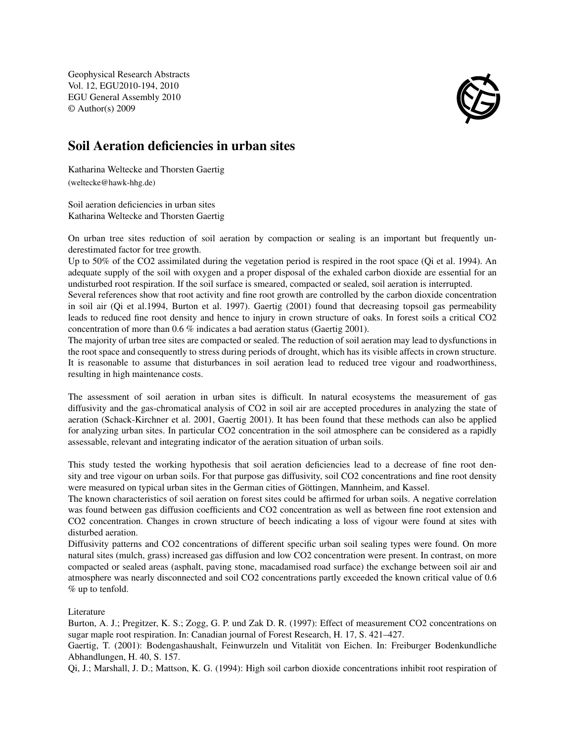Geophysical Research Abstracts
Vol. 12, EGU2010-194, 2010
EGU General Assembly 2010
© Author(s) 2009

# Soil Aeration deficiencies in urban sites

Katharina Weltecke and Thorsten Gaertig
(weltecke@hawk-hhg.de)

Soil aeration deficiencies in urban sites
Katharina Weltecke and Thorsten Gaertig

On urban tree sites reduction of soil aeration by compaction or sealing is an important but frequently underestimated factor for tree growth.

Up to 50% of the $CO_2$ assimilated during the vegetation period is respired in the root space (Qi et al. 1994). An adequate supply of the soil with oxygen and a proper disposal of the exhaled carbon dioxide are essential for an undisturbed root respiration. If the soil surface is smeared, compacted or sealed, soil aeration is interrupted.

Several references show that root activity and fine root growth are controlled by the carbon dioxide concentration in soil air (Qi et al.1994, Burton et al. 1997). Gaertig (2001) found that decreasing topsoil gas permeability leads to reduced fine root density and hence to injury in crown structure of oaks. In forest soils a critical $CO_2$ concentration of more than 0.6 % indicates a bad aeration status (Gaertig 2001).

The majority of urban tree sites are compacted or sealed. The reduction of soil aeration may lead to dysfunctions in the root space and consequently to stress during periods of drought, which has its visible affects in crown structure. It is reasonable to assume that disturbances in soil aeration lead to reduced tree vigour and roadworthiness, resulting in high maintenance costs.

The assessment of soil aeration in urban sites is difficult. In natural ecosystems the measurement of gas diffusivity and the gas-chromatical analysis of $CO_2$ in soil air are accepted procedures in analyzing the state of aeration (Schack-Kirchner et al. 2001, Gaertig 2001). It has been found that these methods can also be applied for analyzing urban sites. In particular $CO_2$ concentration in the soil atmosphere can be considered as a rapidly assessable, relevant and integrating indicator of the aeration situation of urban soils.

This study tested the working hypothesis that soil aeration deficiencies lead to a decrease of fine root density and tree vigour on urban soils. For that purpose gas diffusivity, soil $CO_2$ concentrations and fine root density were measured on typical urban sites in the German cities of Göttingen, Mannheim, and Kassel.

The known characteristics of soil aeration on forest sites could be affirmed for urban soils. A negative correlation was found between gas diffusion coefficients and $CO_2$ concentration as well as between fine root extension and $CO_2$ concentration. Changes in crown structure of beech indicating a loss of vigour were found at sites with disturbed aeration.

Diffusivity patterns and $CO_2$ concentrations of different specific urban soil sealing types were found. On more natural sites (mulch, grass) increased gas diffusion and low $CO_2$ concentration were present. In contrast, on more compacted or sealed areas (asphalt, paving stone, macadamised road surface) the exchange between soil air and atmosphere was nearly disconnected and soil $CO_2$ concentrations partly exceeded the known critical value of 0.6 % up to tenfold.

Literature

Burton, A. J.; Pregitzer, K. S.; Zogg, G. P. und Zak D. R. (1997): Effect of measurement $CO_2$ concentrations on sugar maple root respiration. In: Canadian journal of Forest Research, H. 17, S. 421–427.

Gaertig, T. (2001): Bodengashaushalt, Feinwurzeln und Vitalität von Eichen. In: Freiburger Bodenkundliche Abhandlungen, H. 40, S. 157.

Qi, J.; Marshall, J. D.; Mattson, K. G. (1994): High soil carbon dioxide concentrations inhibit root respiration of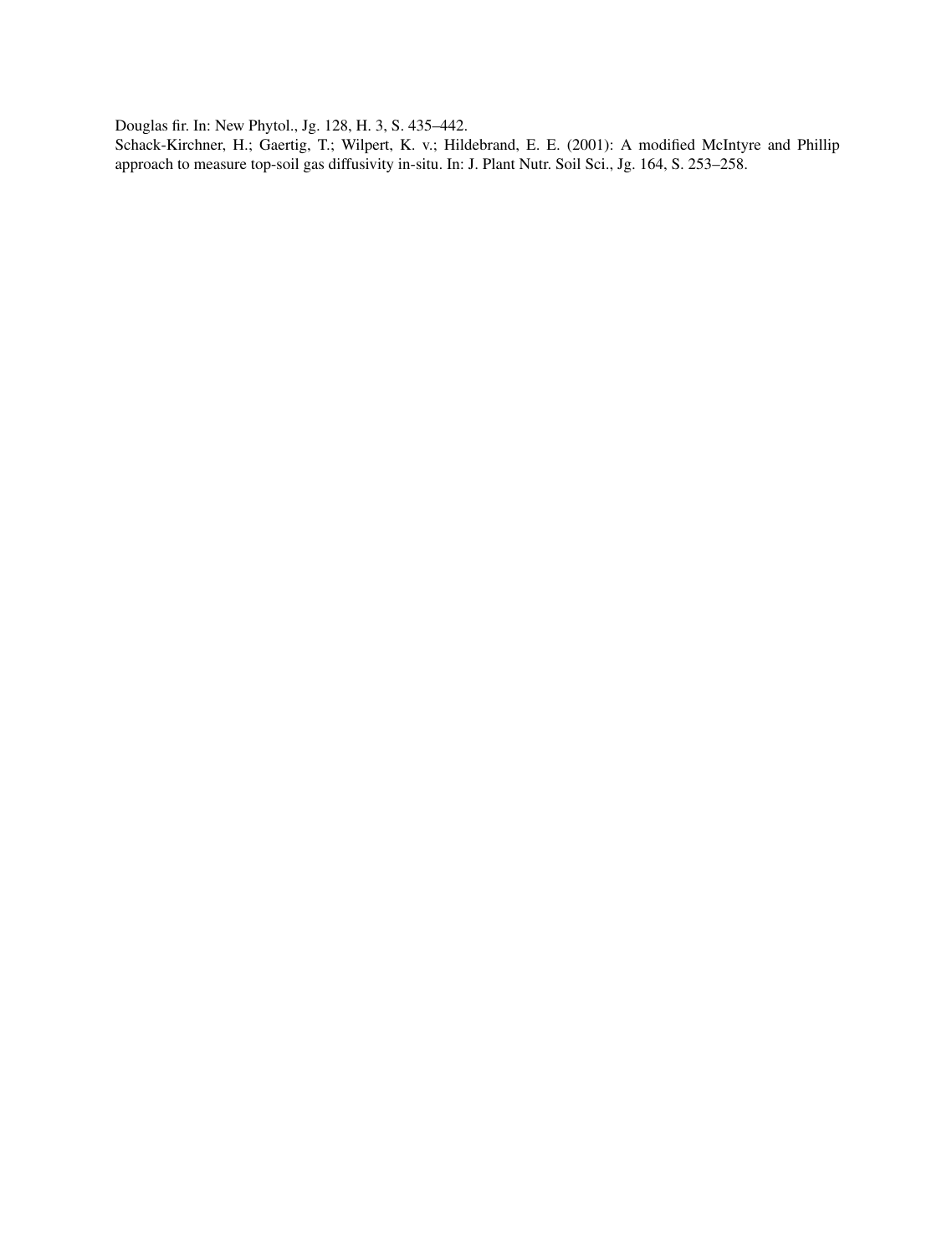Douglas fir. In: New Phytol., Jg. 128, H. 3, S. 435–442.

Schack-Kirchner, H.; Gaertig, T.; Wilpert, K. v.; Hildebrand, E. E. (2001): A modified McIntyre and Phillip approach to measure top-soil gas diffusivity in-situ. In: J. Plant Nutr. Soil Sci., Jg. 164, S. 253–258.